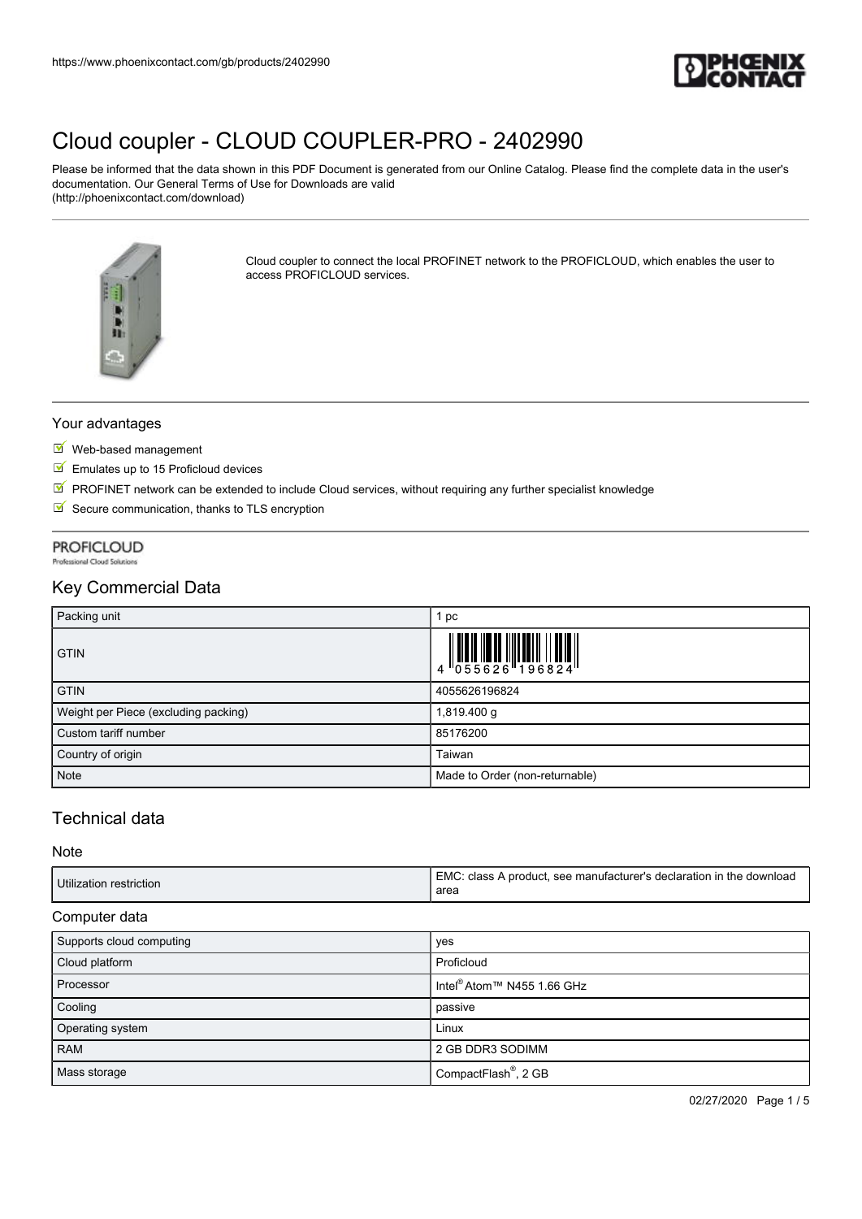# Cloud coupler - CLOUD COUPLER-PRO - 2402990

Please be informed that the data shown in this PDF Document is generated from our Online Catalog. Please find the complete data in the user's documentation. Our General Terms of Use for Downloads are valid (http://phoenixcontact.com/download)

Cloud coupler to connect the local PROFINET network to the PROFICLOUD, which enables the user to access PROFICLOUD services.

## Your advantages

- Web-based management
- Emulates up to 15 Proficloud devices
- PROFINET network can be extended to include Cloud services, without requiring any further specialist knowledge
- Secure communication, thanks to TLS encryption

PROFICLOUD
Professional Cloud Solutions

## Key Commercial Data

| | |
|---|---|
| Packing unit | 1 pc |
| GTIN | 4 055626 196824 |
| GTIN | 4055626196824 |
| Weight per Piece (excluding packing) | 1,819.400 g |
| Custom tariff number | 85176200 |
| Country of origin | Taiwan |
| Note | Made to Order (non-returnable) |

## Technical data

### Note

| | |
|---|---|
| Utilization restriction | EMC: class A product, see manufacturer's declaration in the download area |

### Computer data

| | |
|---|---|
| Supports cloud computing | yes |
| Cloud platform | Proficloud |
| Processor | Intel® Atom™ N455 1.66 GHz |
| Cooling | passive |
| Operating system | Linux |
| RAM | 2 GB DDR3 SODIMM |
| Mass storage | CompactFlash®, 2 GB |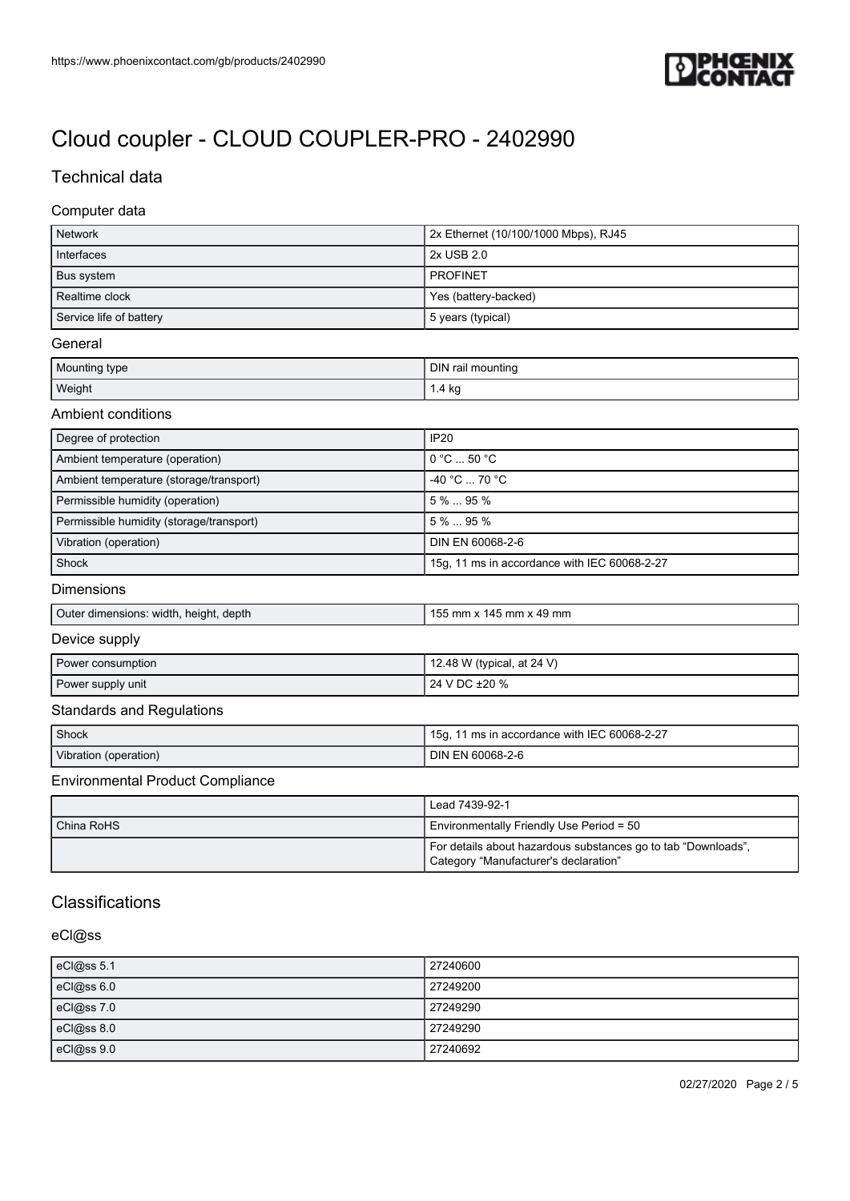# Cloud coupler - CLOUD COUPLER-PRO - 2402990

## Technical data

### Computer data

| | |
|---|---|
| Network | 2x Ethernet (10/100/1000 Mbps), RJ45 |
| Interfaces | 2x USB 2.0 |
| Bus system | PROFINET |
| Realtime clock | Yes (battery-backed) |
| Service life of battery | 5 years (typical) |

### General

| | |
|---|---|
| Mounting type | DIN rail mounting |
| Weight | 1.4 kg |

### Ambient conditions

| | |
|---|---|
| Degree of protection | IP20 |
| Ambient temperature (operation) | 0 °C ... 50 °C |
| Ambient temperature (storage/transport) | -40 °C ... 70 °C |
| Permissible humidity (operation) | 5 % ... 95 % |
| Permissible humidity (storage/transport) | 5 % ... 95 % |
| Vibration (operation) | DIN EN 60068-2-6 |
| Shock | 15g, 11 ms in accordance with IEC 60068-2-27 |

### Dimensions

| | |
|---|---|
| Outer dimensions: width, height, depth | 155 mm x 145 mm x 49 mm |

### Device supply

| | |
|---|---|
| Power consumption | 12.48 W (typical, at 24 V) |
| Power supply unit | 24 V DC ±20 % |

### Standards and Regulations

| | |
|---|---|
| Shock | 15g, 11 ms in accordance with IEC 60068-2-27 |
| Vibration (operation) | DIN EN 60068-2-6 |

### Environmental Product Compliance

| | |
|---|---|
| | Lead 7439-92-1 |
| China RoHS | Environmentally Friendly Use Period = 50 |
| | For details about hazardous substances go to tab "Downloads", Category "Manufacturer's declaration" |

## Classifications

### eCl@ss

| | |
|---|---|
| eCl@ss 5.1 | 27240600 |
| eCl@ss 6.0 | 27249200 |
| eCl@ss 7.0 | 27249290 |
| eCl@ss 8.0 | 27249290 |
| eCl@ss 9.0 | 27240692 |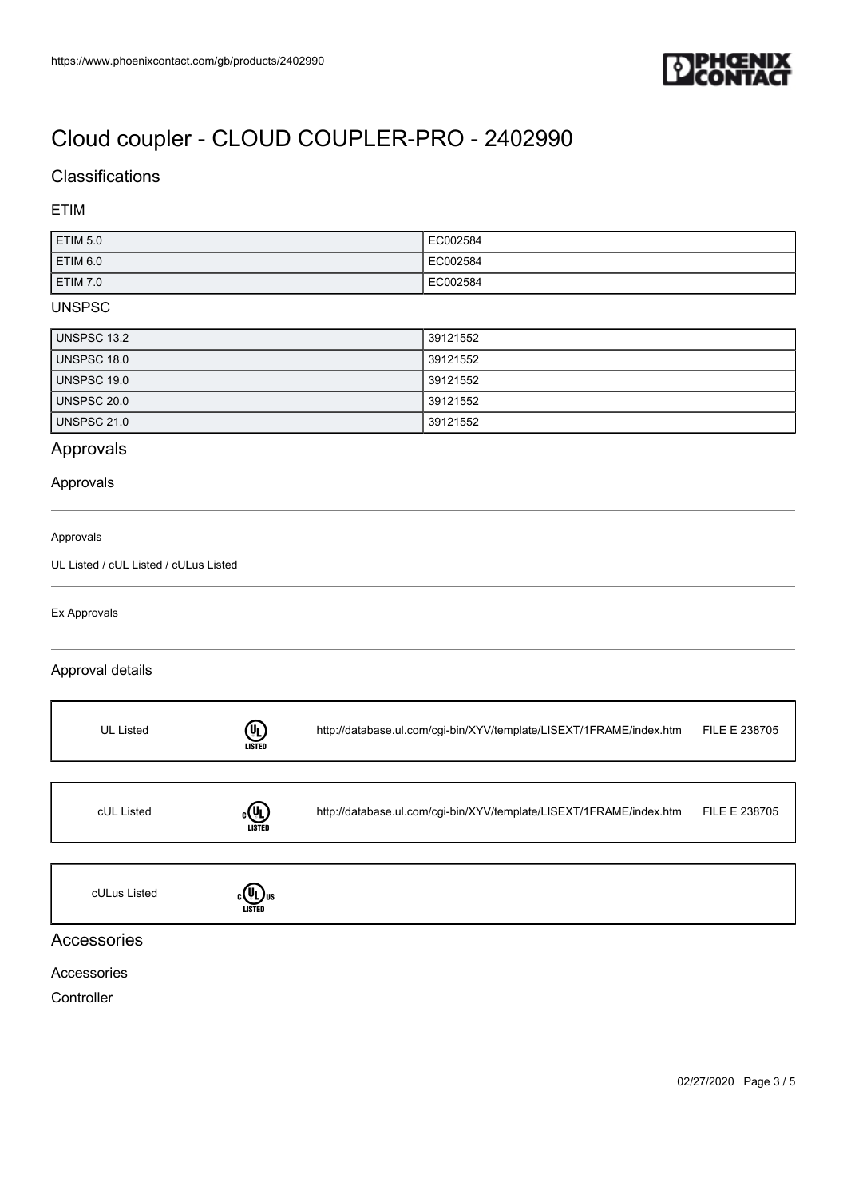# Cloud coupler - CLOUD COUPLER-PRO - 2402990

## Classifications

### ETIM

| | |
|---|---|
| ETIM 5.0 | EC002584 |
| ETIM 6.0 | EC002584 |
| ETIM 7.0 | EC002584 |

### UNSPSC

| | |
|---|---|
| UNSPSC 13.2 | 39121552 |
| UNSPSC 18.0 | 39121552 |
| UNSPSC 19.0 | 39121552 |
| UNSPSC 20.0 | 39121552 |
| UNSPSC 21.0 | 39121552 |

## Approvals

### Approvals

Approvals

UL Listed / cUL Listed / cULus Listed

Ex Approvals

### Approval details

| | | | |
|---|---|---|---|
| UL Listed | | http://database.ul.com/cgi-bin/XYV/template/LISEXT/1FRAME/index.htm | FILE E 238705 |
| cUL Listed | | http://database.ul.com/cgi-bin/XYV/template/LISEXT/1FRAME/index.htm | FILE E 238705 |
| cULus Listed | | | |

## Accessories

Accessories

Controller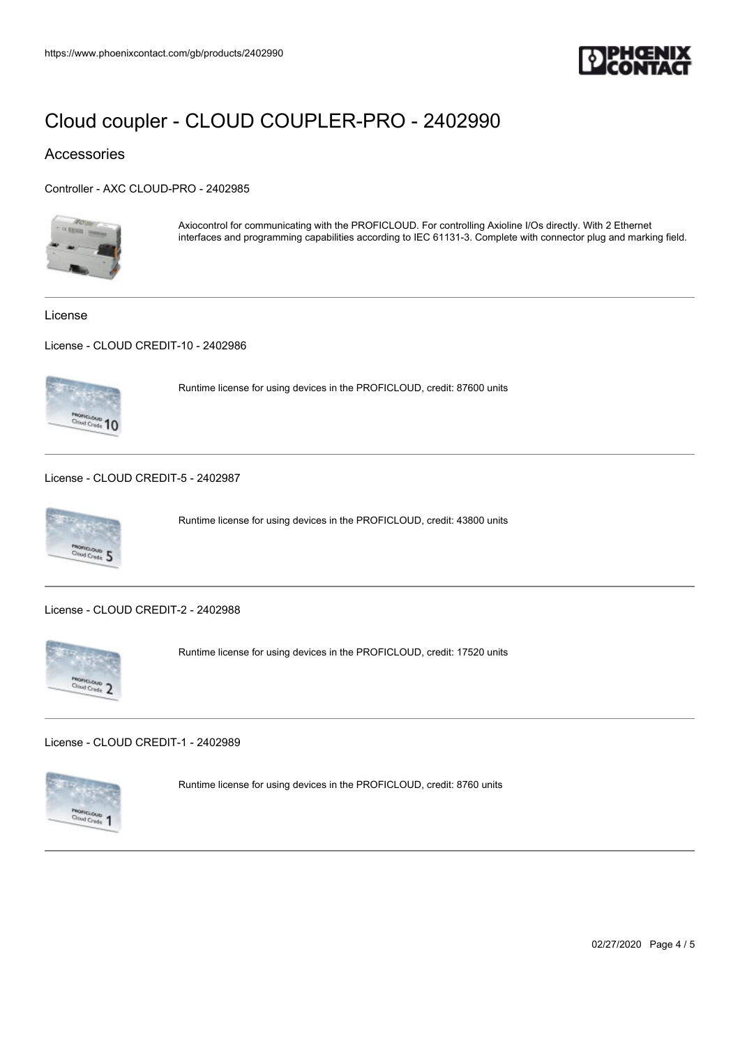# Cloud coupler - CLOUD COUPLER-PRO - 2402990

## Accessories

Controller - AXC CLOUD-PRO - 2402985

Axiocontrol for communicating with the PROFICLOUD. For controlling Axioline I/Os directly. With 2 Ethernet interfaces and programming capabilities according to IEC 61131-3. Complete with connector plug and marking field.

---

### License

License - CLOUD CREDIT-10 - 2402986

Runtime license for using devices in the PROFICLOUD, credit: 87600 units

---

License - CLOUD CREDIT-5 - 2402987

Runtime license for using devices in the PROFICLOUD, credit: 43800 units

---

License - CLOUD CREDIT-2 - 2402988

Runtime license for using devices in the PROFICLOUD, credit: 17520 units

---

License - CLOUD CREDIT-1 - 2402989

Runtime license for using devices in the PROFICLOUD, credit: 8760 units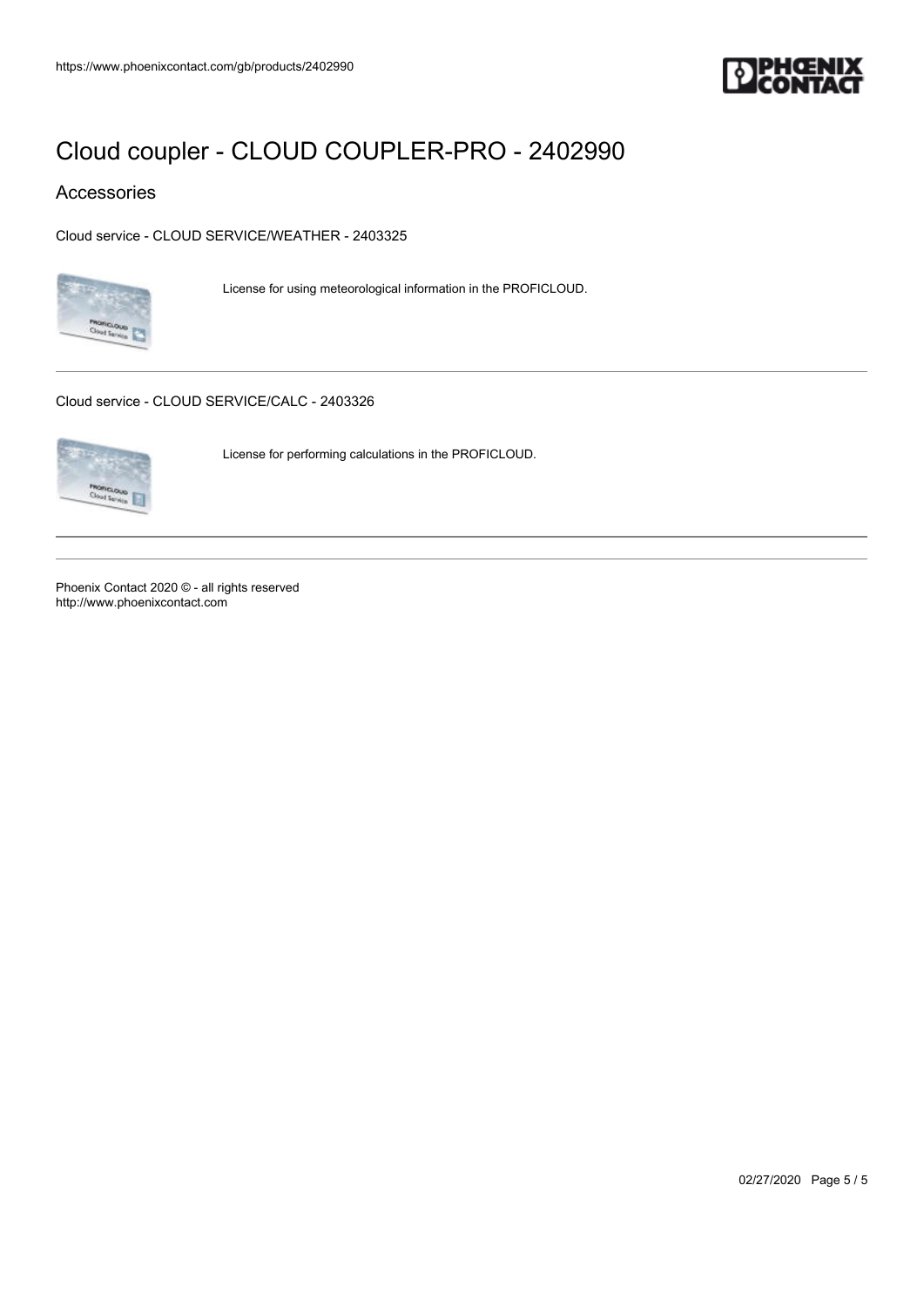# Cloud coupler - CLOUD COUPLER-PRO - 2402990

## Accessories

Cloud service - CLOUD SERVICE/WEATHER - 2403325

License for using meteorological information in the PROFICLOUD.

---

Cloud service - CLOUD SERVICE/CALC - 2403326

License for performing calculations in the PROFICLOUD.

---

Phoenix Contact 2020 © - all rights reserved
http://www.phoenixcontact.com